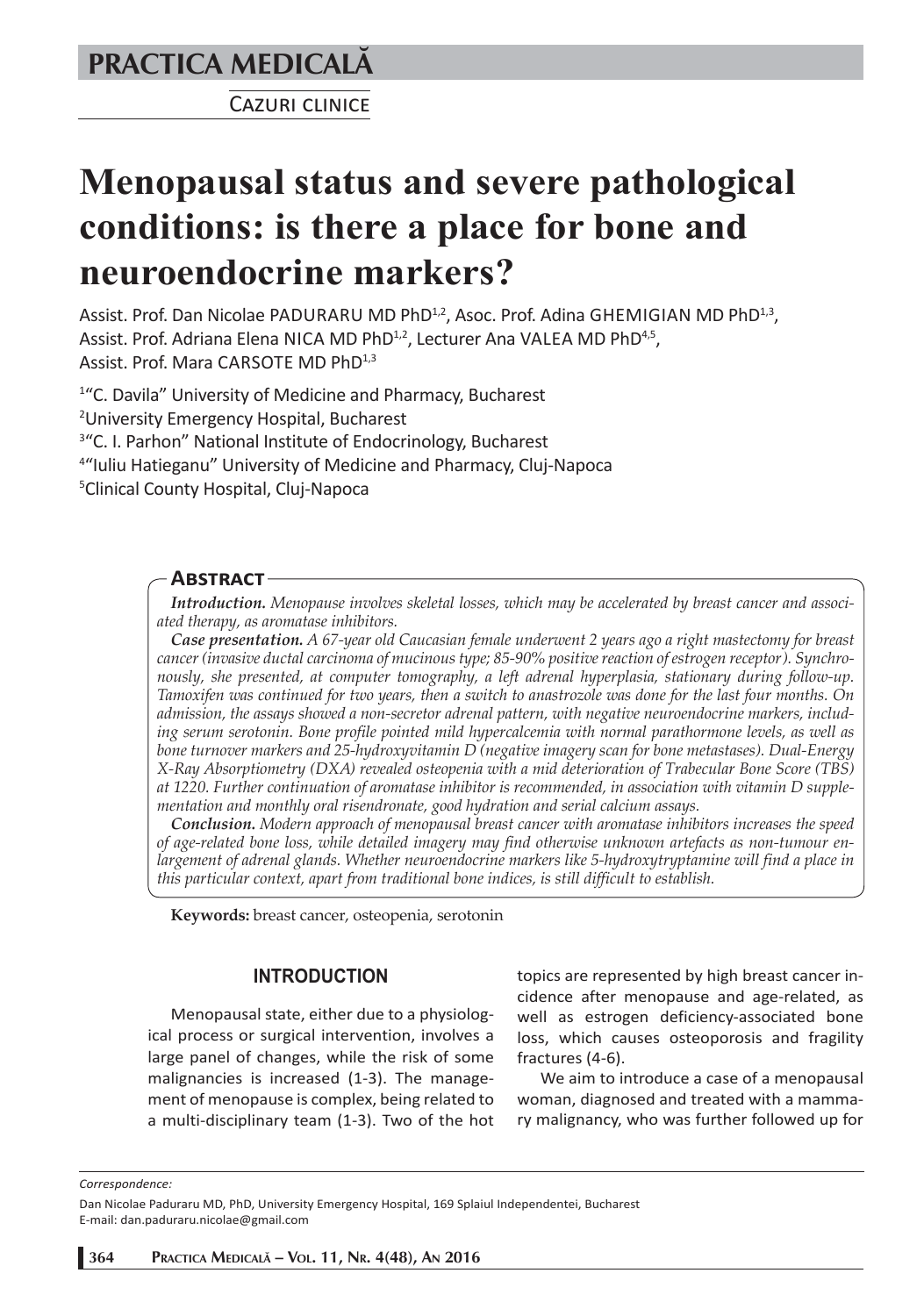PRACTICA MEDICALĂ

Cazuri clinice

# Menopausal status and severe pathological conditions: is there a place for bone and neuroendocrine markers?

Assist. Prof. Dan Nicolae PADURARU MD PhD[1,2], Asoc. Prof. Adina GHEMIGIAN MD PhD[1,3], Assist. Prof. Adriana Elena NICA MD PhD[1,2], Lecturer Ana VALEA MD PhD[4,5], Assist. Prof. Mara CARSOTE MD PhD[1,3]

[1]"C. Davila" University of Medicine and Pharmacy, Bucharest
[2]University Emergency Hospital, Bucharest
[3]"C. I. Parhon" National Institute of Endocrinology, Bucharest
[4]"Iuliu Hatieganu" University of Medicine and Pharmacy, Cluj-Napoca
[5]Clinical County Hospital, Cluj-Napoca

## Abstract

***Introduction.*** *Menopause involves skeletal losses, which may be accelerated by breast cancer and associated therapy, as aromatase inhibitors.*

***Case presentation.*** *A 67-year old Caucasian female underwent 2 years ago a right mastectomy for breast cancer (invasive ductal carcinoma of mucinous type; 85-90% positive reaction of estrogen receptor). Synchronously, she presented, at computer tomography, a left adrenal hyperplasia, stationary during follow-up. Tamoxifen was continued for two years, then a switch to anastrozole was done for the last four months. On admission, the assays showed a non-secretor adrenal pattern, with negative neuroendocrine markers, including serum serotonin. Bone profile pointed mild hypercalcemia with normal parathormone levels, as well as bone turnover markers and 25-hydroxyvitamin D (negative imagery scan for bone metastases). Dual-Energy X-Ray Absorptiometry (DXA) revealed osteopenia with a mid deterioration of Trabecular Bone Score (TBS) at 1220. Further continuation of aromatase inhibitor is recommended, in association with vitamin D supplementation and monthly oral risendronate, good hydration and serial calcium assays.*

***Conclusion.*** *Modern approach of menopausal breast cancer with aromatase inhibitors increases the speed of age-related bone loss, while detailed imagery may find otherwise unknown artefacts as non-tumour enlargement of adrenal glands. Whether neuroendocrine markers like 5-hydroxytryptamine will find a place in this particular context, apart from traditional bone indices, is still difficult to establish.*

**Keywords:** breast cancer, osteopenia, serotonin

## INTRODUCTION

Menopausal state, either due to a physiological process or surgical intervention, involves a large panel of changes, while the risk of some malignancies is increased (1-3). The management of menopause is complex, being related to a multi-disciplinary team (1-3). Two of the hot topics are represented by high breast cancer incidence after menopause and age-related, as well as estrogen deficiency-associated bone loss, which causes osteoporosis and fragility fractures (4-6).

We aim to introduce a case of a menopausal woman, diagnosed and treated with a mammary malignancy, who was further followed up for

*Correspondence:*

Dan Nicolae Paduraru MD, PhD, University Emergency Hospital, 169 Splaiul Independentei, Bucharest
E-mail: dan.paduraru.nicolae@gmail.com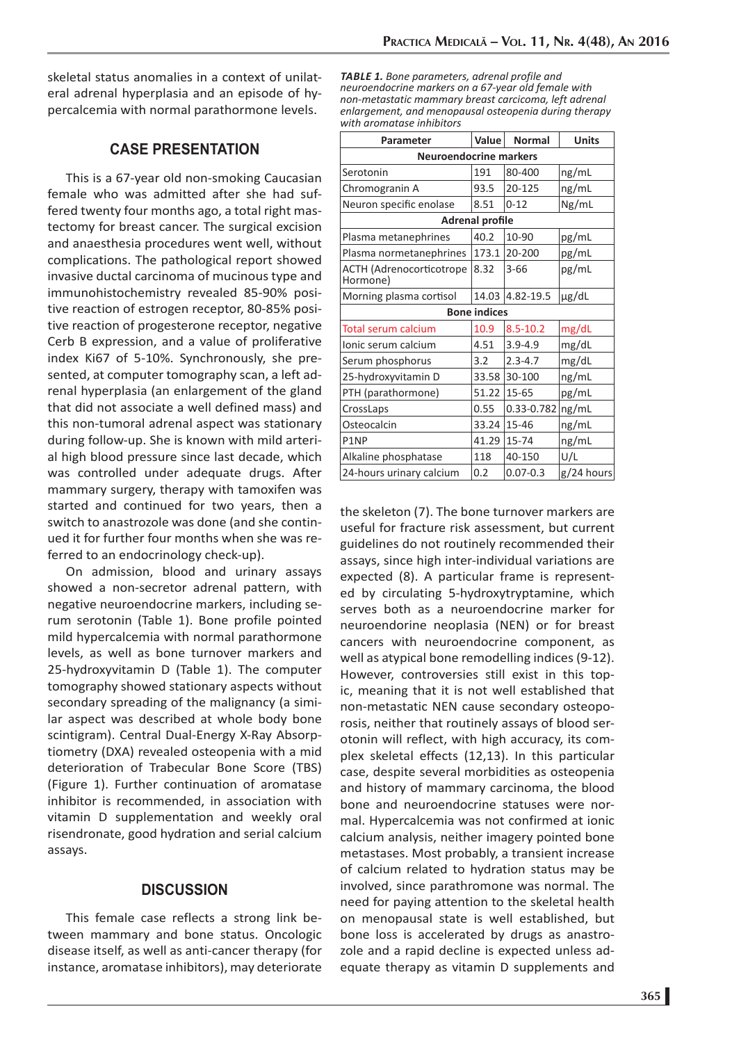skeletal status anomalies in a context of unilateral adrenal hyperplasia and an episode of hypercalcemia with normal parathormone levels.

## CASE PRESENTATION

This is a 67-year old non-smoking Caucasian female who was admitted after she had suffered twenty four months ago, a total right mastectomy for breast cancer. The surgical excision and anaesthesia procedures went well, without complications. The pathological report showed invasive ductal carcinoma of mucinous type and immunohistochemistry revealed 85-90% positive reaction of estrogen receptor, 80-85% positive reaction of progesterone receptor, negative Cerb B expression, and a value of proliferative index Ki67 of 5-10%. Synchronously, she presented, at computer tomography scan, a left adrenal hyperplasia (an enlargement of the gland that did not associate a well defined mass) and this non-tumoral adrenal aspect was stationary during follow-up. She is known with mild arterial high blood pressure since last decade, which was controlled under adequate drugs. After mammary surgery, therapy with tamoxifen was started and continued for two years, then a switch to anastrozole was done (and she continued it for further four months when she was referred to an endocrinology check-up).

On admission, blood and urinary assays showed a non-secretor adrenal pattern, with negative neuroendocrine markers, including serum serotonin (Table 1). Bone profile pointed mild hypercalcemia with normal parathormone levels, as well as bone turnover markers and 25-hydroxyvitamin D (Table 1). The computer tomography showed stationary aspects without secondary spreading of the malignancy (a similar aspect was described at whole body bone scintigram). Central Dual-Energy X-Ray Absorptiometry (DXA) revealed osteopenia with a mid deterioration of Trabecular Bone Score (TBS) (Figure 1). Further continuation of aromatase inhibitor is recommended, in association with vitamin D supplementation and weekly oral risendronate, good hydration and serial calcium assays.

*TABLE 1. Bone parameters, adrenal profile and neuroendocrine markers on a 67-year old female with non-metastatic mammary breast carcicoma, left adrenal enlargement, and menopausal osteopenia during therapy with aromatase inhibitors*

| Parameter | Value | Normal | Units |
|---|---|---|---|
| **Neuroendocrine markers** | | | |
| Serotonin | 191 | 80-400 | ng/mL |
| Chromogranin A | 93.5 | 20-125 | ng/mL |
| Neuron specific enolase | 8.51 | 0-12 | Ng/mL |
| **Adrenal profile** | | | |
| Plasma metanephrines | 40.2 | 10-90 | pg/mL |
| Plasma normetanephrines | 173.1 | 20-200 | pg/mL |
| ACTH (Adrenocorticotrope Hormone) | 8.32 | 3-66 | pg/mL |
| Morning plasma cortisol | 14.03 | 4.82-19.5 | μg/dL |
| **Bone indices** | | | |
| Total serum calcium | 10.9 | 8.5-10.2 | mg/dL |
| Ionic serum calcium | 4.51 | 3.9-4.9 | mg/dL |
| Serum phosphorus | 3.2 | 2.3-4.7 | mg/dL |
| 25-hydroxyvitamin D | 33.58 | 30-100 | ng/mL |
| PTH (parathormone) | 51.22 | 15-65 | pg/mL |
| CrossLaps | 0.55 | 0.33-0.782 | ng/mL |
| Osteocalcin | 33.24 | 15-46 | ng/mL |
| P1NP | 41.29 | 15-74 | ng/mL |
| Alkaline phosphatase | 118 | 40-150 | U/L |
| 24-hours urinary calcium | 0.2 | 0.07-0.3 | g/24 hours |

## DISCUSSION

This female case reflects a strong link between mammary and bone status. Oncologic disease itself, as well as anti-cancer therapy (for instance, aromatase inhibitors), may deteriorate the skeleton (7). The bone turnover markers are useful for fracture risk assessment, but current guidelines do not routinely recommended their assays, since high inter-individual variations are expected (8). A particular frame is represented by circulating 5-hydroxytryptamine, which serves both as a neuroendocrine marker for neuroendorine neoplasia (NEN) or for breast cancers with neuroendocrine component, as well as atypical bone remodelling indices (9-12). However, controversies still exist in this topic, meaning that it is not well established that non-metastatic NEN cause secondary osteoporosis, neither that routinely assays of blood serotonin will reflect, with high accuracy, its complex skeletal effects (12,13). In this particular case, despite several morbidities as osteopenia and history of mammary carcinoma, the blood bone and neuroendocrine statuses were normal. Hypercalcemia was not confirmed at ionic calcium analysis, neither imagery pointed bone metastases. Most probably, a transient increase of calcium related to hydration status may be involved, since parathromone was normal. The need for paying attention to the skeletal health on menopausal state is well established, but bone loss is accelerated by drugs as anastrozole and a rapid decline is expected unless adequate therapy as vitamin D supplements and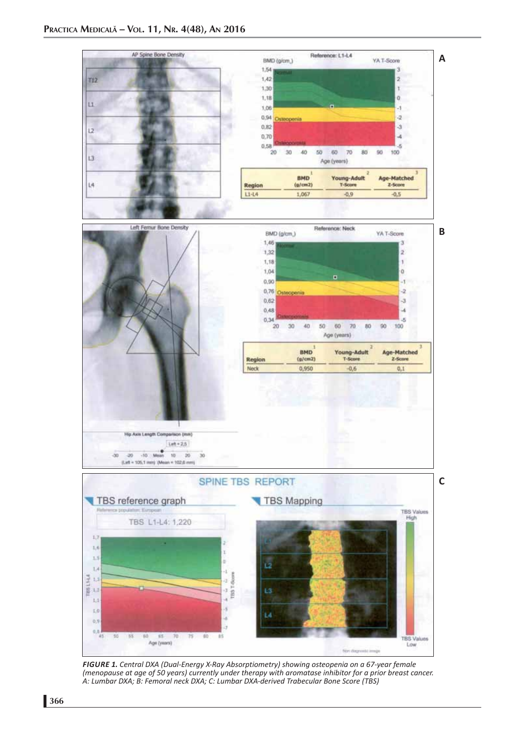*FIGURE 1. Central DXA (Dual-Energy X-Ray Absorptiometry) showing osteopenia on a 67-year female (menopause at age of 50 years) currently under therapy with aromatase inhibitor for a prior breast cancer. A: Lumbar DXA; B: Femoral neck DXA; C: Lumbar DXA-derived Trabecular Bone Score (TBS)*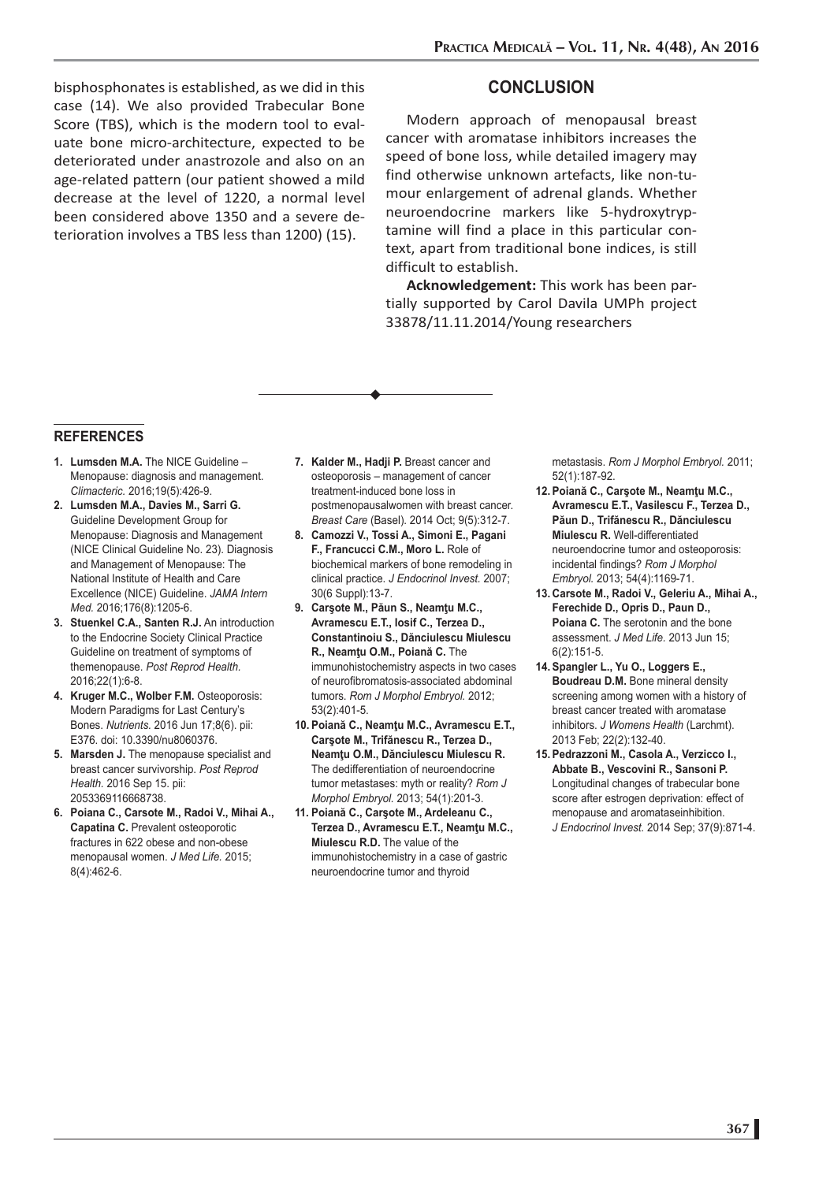bisphosphonates is established, as we did in this case (14). We also provided Trabecular Bone Score (TBS), which is the modern tool to evaluate bone micro-architecture, expected to be deteriorated under anastrozole and also on an age-related pattern (our patient showed a mild decrease at the level of 1220, a normal level been considered above 1350 and a severe deterioration involves a TBS less than 1200) (15).

## CONCLUSION

Modern approach of menopausal breast cancer with aromatase inhibitors increases the speed of bone loss, while detailed imagery may find otherwise unknown artefacts, like non-tumour enlargement of adrenal glands. Whether neuroendocrine markers like 5-hydroxytryptamine will find a place in this particular context, apart from traditional bone indices, is still difficult to establish.

**Acknowledgement:** This work has been partially supported by Carol Davila UMPh project 33878/11.11.2014/Young researchers

## REFERENCES

1. **Lumsden M.A.** The NICE Guideline – Menopause: diagnosis and management. *Climacteric.* 2016;19(5):426-9.
2. **Lumsden M.A., Davies M., Sarri G.** Guideline Development Group for Menopause: Diagnosis and Management (NICE Clinical Guideline No. 23). Diagnosis and Management of Menopause: The National Institute of Health and Care Excellence (NICE) Guideline. *JAMA Intern Med.* 2016;176(8):1205-6.
3. **Stuenkel C.A., Santen R.J.** An introduction to the Endocrine Society Clinical Practice Guideline on treatment of symptoms of themenopause. *Post Reprod Health.* 2016;22(1):6-8.
4. **Kruger M.C., Wolber F.M.** Osteoporosis: Modern Paradigms for Last Century's Bones. *Nutrients.* 2016 Jun 17;8(6). pii: E376. doi: 10.3390/nu8060376.
5. **Marsden J.** The menopause specialist and breast cancer survivorship. *Post Reprod Health.* 2016 Sep 15. pii: 2053369116668738.
6. **Poiana C., Carsote M., Radoi V., Mihai A., Capatina C.** Prevalent osteoporotic fractures in 622 obese and non-obese menopausal women. *J Med Life.* 2015; 8(4):462-6.
7. **Kalder M., Hadji P.** Breast cancer and osteoporosis – management of cancer treatment-induced bone loss in postmenopausalwomen with breast cancer. *Breast Care* (Basel). 2014 Oct; 9(5):312-7.
8. **Camozzi V., Tossi A., Simoni E., Pagani F., Francucci C.M., Moro L.** Role of biochemical markers of bone remodeling in clinical practice. *J Endocrinol Invest.* 2007; 30(6 Suppl):13-7.
9. **Carşote M., Păun S., Neamţu M.C., Avramescu E.T., Iosif C., Terzea D., Constantinoiu S., Dănciulescu Miulescu R., Neamţu O.M., Poiană C.** The immunohistochemistry aspects in two cases of neurofibromatosis-associated abdominal tumors. *Rom J Morphol Embryol.* 2012; 53(2):401-5.
10. **Poiană C., Neamţu M.C., Avramescu E.T., Carşote M., Trifănescu R., Terzea D., Neamţu O.M., Dănciulescu Miulescu R.** The dedifferentiation of neuroendocrine tumor metastases: myth or reality? *Rom J Morphol Embryol.* 2013; 54(1):201-3.
11. **Poiană C., Carşote M., Ardeleanu C., Terzea D., Avramescu E.T., Neamţu M.C., Miulescu R.D.** The value of the immunohistochemistry in a case of gastric neuroendocrine tumor and thyroid metastasis. *Rom J Morphol Embryol.* 2011; 52(1):187-92.
12. **Poiană C., Carşote M., Neamţu M.C., Avramescu E.T., Vasilescu F., Terzea D., Păun D., Trifănescu R., Dănciulescu Miulescu R.** Well-differentiated neuroendocrine tumor and osteoporosis: incidental findings? *Rom J Morphol Embryol.* 2013; 54(4):1169-71.
13. **Carsote M., Radoi V., Geleriu A., Mihai A., Ferechide D., Opris D., Paun D., Poiana C.** The serotonin and the bone assessment. *J Med Life.* 2013 Jun 15; 6(2):151-5.
14. **Spangler L., Yu O., Loggers E., Boudreau D.M.** Bone mineral density screening among women with a history of breast cancer treated with aromatase inhibitors. *J Womens Health* (Larchmt). 2013 Feb; 22(2):132-40.
15. **Pedrazzoni M., Casola A., Verzicco I., Abbate B., Vescovini R., Sansoni P.** Longitudinal changes of trabecular bone score after estrogen deprivation: effect of menopause and aromataseinhibition. *J Endocrinol Invest.* 2014 Sep; 37(9):871-4.